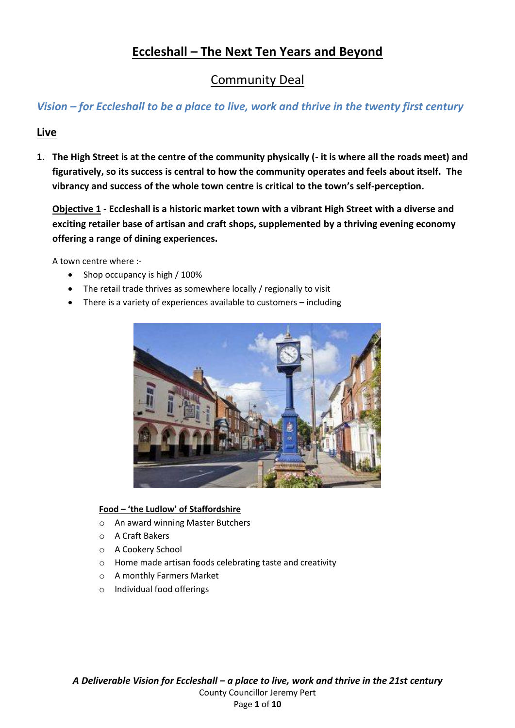# Eccleshall – The Next Ten Years and Beyond

## Community Deal

*Vision – for Eccleshall to be a place to live, work and thrive in the twenty first century*

## Live

1. **The High Street is at the centre of the community physically (- it is where all the roads meet) and figuratively, so its success is central to how the community operates and feels about itself. The vibrancy and success of the whole town centre is critical to the town's self-perception.**

   **Objective 1 - Eccleshall is a historic market town with a vibrant High Street with a diverse and exciting retailer base of artisan and craft shops, supplemented by a thriving evening economy offering a range of dining experiences.**

   A town centre where :-

   - Shop occupancy is high / 100%
   - The retail trade thrives as somewhere locally / regionally to visit
   - There is a variety of experiences available to customers – including

     **Food – 'the Ludlow' of Staffordshire**

     - An award winning Master Butchers
     - A Craft Bakers
     - A Cookery School
     - Home made artisan foods celebrating taste and creativity
     - A monthly Farmers Market
     - Individual food offerings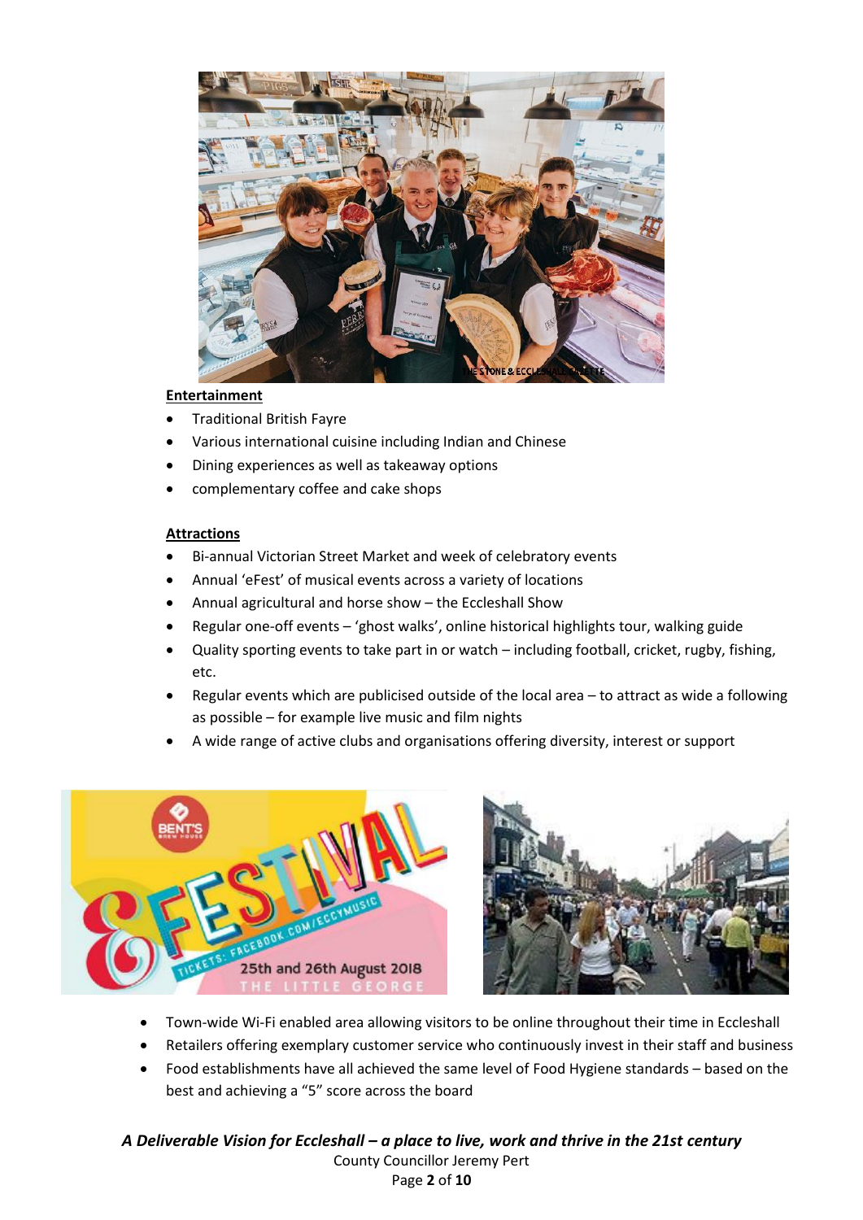**Entertainment**

- Traditional British Fayre
- Various international cuisine including Indian and Chinese
- Dining experiences as well as takeaway options
- complementary coffee and cake shops

**Attractions**

- Bi-annual Victorian Street Market and week of celebratory events
- Annual 'eFest' of musical events across a variety of locations
- Annual agricultural and horse show – the Eccleshall Show
- Regular one-off events – 'ghost walks', online historical highlights tour, walking guide
- Quality sporting events to take part in or watch – including football, cricket, rugby, fishing, etc.
- Regular events which are publicised outside of the local area – to attract as wide a following as possible – for example live music and film nights
- A wide range of active clubs and organisations offering diversity, interest or support

- Town-wide Wi-Fi enabled area allowing visitors to be online throughout their time in Eccleshall
- Retailers offering exemplary customer service who continuously invest in their staff and business
- Food establishments have all achieved the same level of Food Hygiene standards – based on the best and achieving a "5" score across the board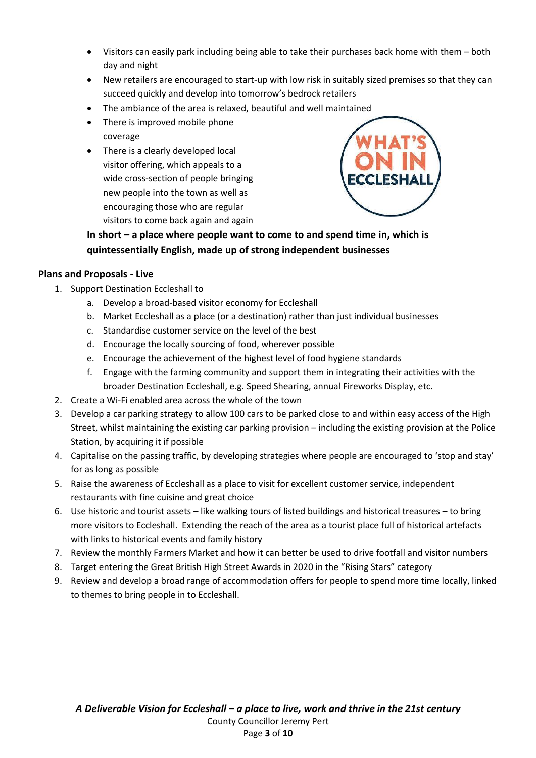- Visitors can easily park including being able to take their purchases back home with them – both day and night
- New retailers are encouraged to start-up with low risk in suitably sized premises so that they can succeed quickly and develop into tomorrow's bedrock retailers
- The ambiance of the area is relaxed, beautiful and well maintained
- There is improved mobile phone coverage
- There is a clearly developed local visitor offering, which appeals to a wide cross-section of people bringing new people into the town as well as encouraging those who are regular visitors to come back again and again

**In short – a place where people want to come to and spend time in, which is quintessentially English, made up of strong independent businesses**

## Plans and Proposals - Live

1. Support Destination Eccleshall to
   a. Develop a broad-based visitor economy for Eccleshall
   b. Market Eccleshall as a place (or a destination) rather than just individual businesses
   c. Standardise customer service on the level of the best
   d. Encourage the locally sourcing of food, wherever possible
   e. Encourage the achievement of the highest level of food hygiene standards
   f. Engage with the farming community and support them in integrating their activities with the broader Destination Eccleshall, e.g. Speed Shearing, annual Fireworks Display, etc.
2. Create a Wi-Fi enabled area across the whole of the town
3. Develop a car parking strategy to allow 100 cars to be parked close to and within easy access of the High Street, whilst maintaining the existing car parking provision – including the existing provision at the Police Station, by acquiring it if possible
4. Capitalise on the passing traffic, by developing strategies where people are encouraged to 'stop and stay' for as long as possible
5. Raise the awareness of Eccleshall as a place to visit for excellent customer service, independent restaurants with fine cuisine and great choice
6. Use historic and tourist assets – like walking tours of listed buildings and historical treasures – to bring more visitors to Eccleshall. Extending the reach of the area as a tourist place full of historical artefacts with links to historical events and family history
7. Review the monthly Farmers Market and how it can better be used to drive footfall and visitor numbers
8. Target entering the Great British High Street Awards in 2020 in the "Rising Stars" category
9. Review and develop a broad range of accommodation offers for people to spend more time locally, linked to themes to bring people in to Eccleshall.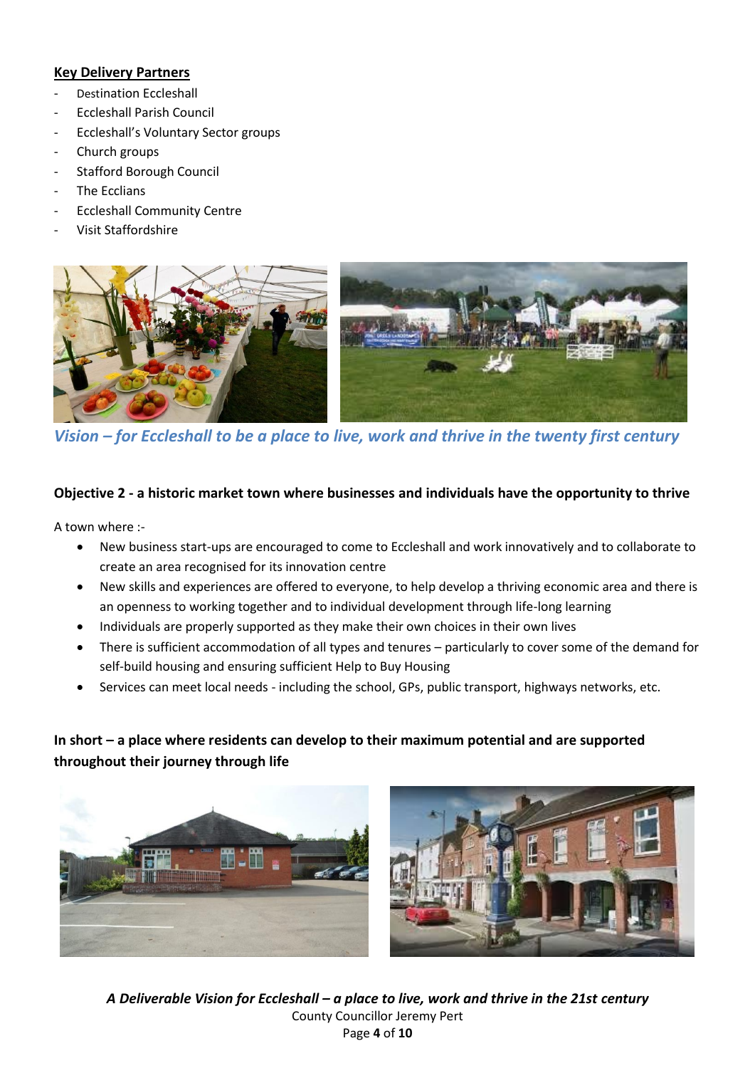**Key Delivery Partners**

- Destination Eccleshall
- Eccleshall Parish Council
- Eccleshall's Voluntary Sector groups
- Church groups
- Stafford Borough Council
- The Ecclians
- Eccleshall Community Centre
- Visit Staffordshire

*Vision – for Eccleshall to be a place to live, work and thrive in the twenty first century*

**Objective 2 - a historic market town where businesses and individuals have the opportunity to thrive**

A town where :-

- New business start-ups are encouraged to come to Eccleshall and work innovatively and to collaborate to create an area recognised for its innovation centre
- New skills and experiences are offered to everyone, to help develop a thriving economic area and there is an openness to working together and to individual development through life-long learning
- Individuals are properly supported as they make their own choices in their own lives
- There is sufficient accommodation of all types and tenures – particularly to cover some of the demand for self-build housing and ensuring sufficient Help to Buy Housing
- Services can meet local needs - including the school, GPs, public transport, highways networks, etc.

**In short – a place where residents can develop to their maximum potential and are supported throughout their journey through life**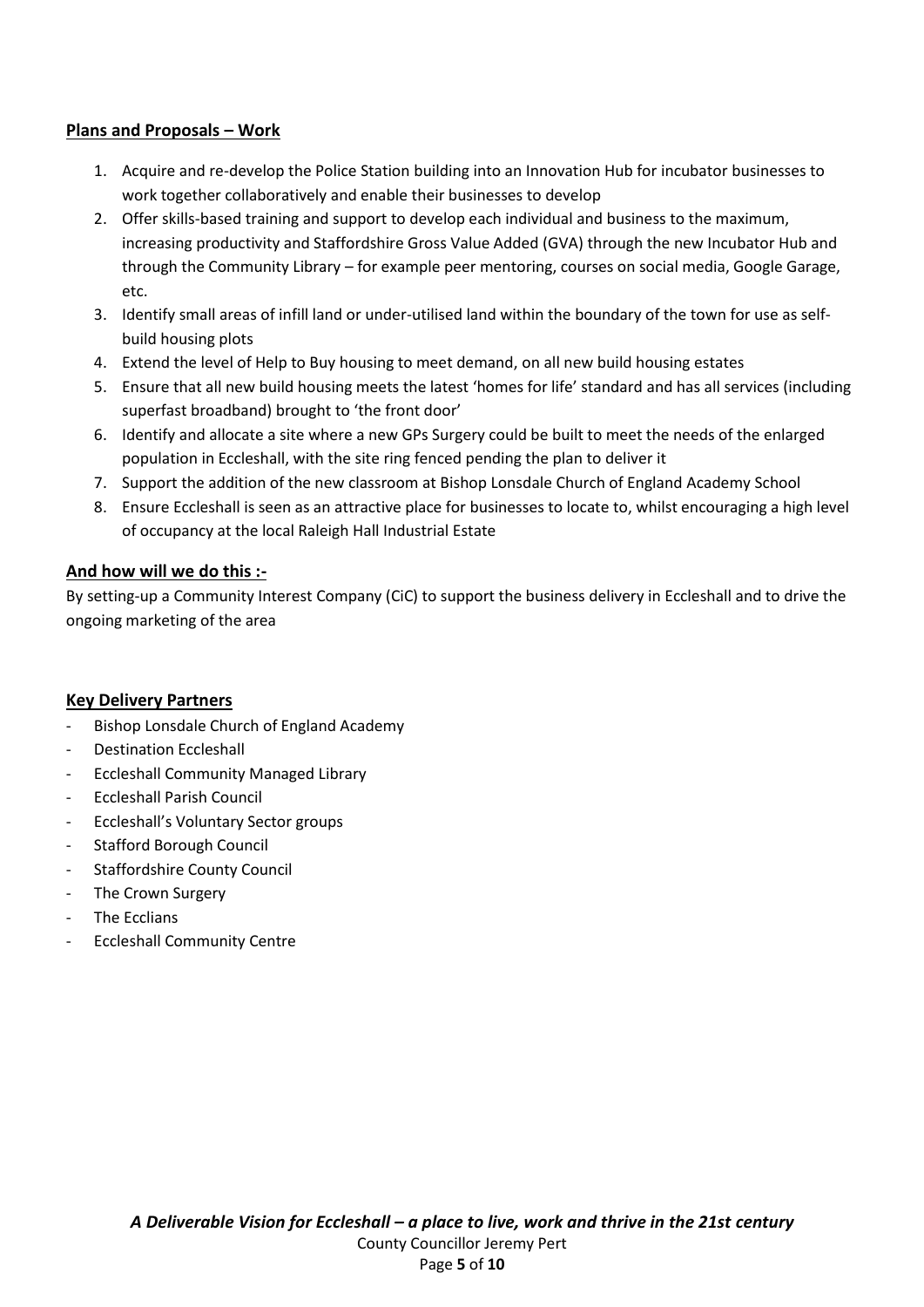## Plans and Proposals – Work

1. Acquire and re-develop the Police Station building into an Innovation Hub for incubator businesses to work together collaboratively and enable their businesses to develop
2. Offer skills-based training and support to develop each individual and business to the maximum, increasing productivity and Staffordshire Gross Value Added (GVA) through the new Incubator Hub and through the Community Library – for example peer mentoring, courses on social media, Google Garage, etc.
3. Identify small areas of infill land or under-utilised land within the boundary of the town for use as self-build housing plots
4. Extend the level of Help to Buy housing to meet demand, on all new build housing estates
5. Ensure that all new build housing meets the latest 'homes for life' standard and has all services (including superfast broadband) brought to 'the front door'
6. Identify and allocate a site where a new GPs Surgery could be built to meet the needs of the enlarged population in Eccleshall, with the site ring fenced pending the plan to deliver it
7. Support the addition of the new classroom at Bishop Lonsdale Church of England Academy School
8. Ensure Eccleshall is seen as an attractive place for businesses to locate to, whilst encouraging a high level of occupancy at the local Raleigh Hall Industrial Estate

## And how will we do this :-

By setting-up a Community Interest Company (CiC) to support the business delivery in Eccleshall and to drive the ongoing marketing of the area

## Key Delivery Partners

- Bishop Lonsdale Church of England Academy
- Destination Eccleshall
- Eccleshall Community Managed Library
- Eccleshall Parish Council
- Eccleshall's Voluntary Sector groups
- Stafford Borough Council
- Staffordshire County Council
- The Crown Surgery
- The Ecclians
- Eccleshall Community Centre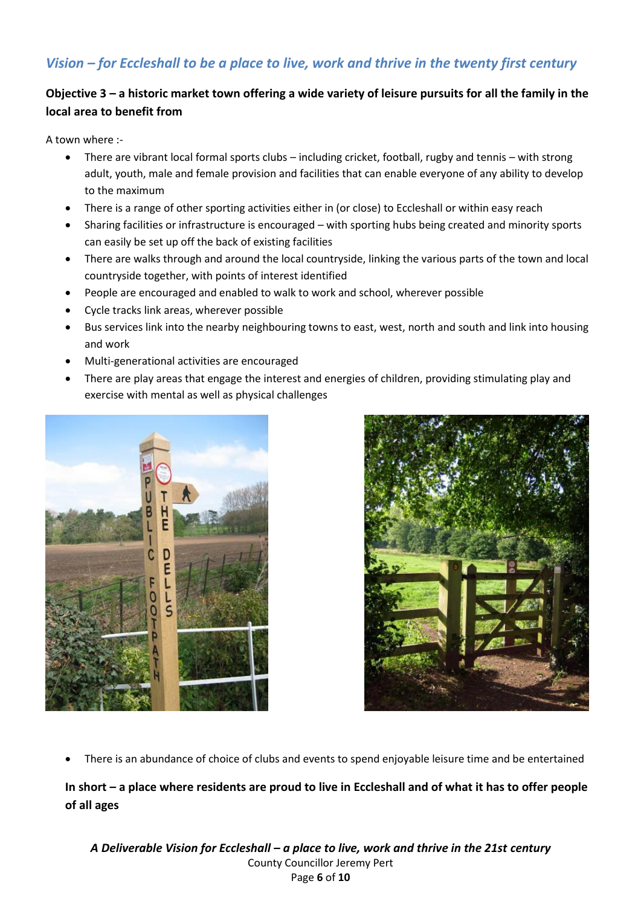## *Vision – for Eccleshall to be a place to live, work and thrive in the twenty first century*

**Objective 3 – a historic market town offering a wide variety of leisure pursuits for all the family in the local area to benefit from**

A town where :-

- There are vibrant local formal sports clubs – including cricket, football, rugby and tennis – with strong adult, youth, male and female provision and facilities that can enable everyone of any ability to develop to the maximum
- There is a range of other sporting activities either in (or close) to Eccleshall or within easy reach
- Sharing facilities or infrastructure is encouraged – with sporting hubs being created and minority sports can easily be set up off the back of existing facilities
- There are walks through and around the local countryside, linking the various parts of the town and local countryside together, with points of interest identified
- People are encouraged and enabled to walk to work and school, wherever possible
- Cycle tracks link areas, wherever possible
- Bus services link into the nearby neighbouring towns to east, west, north and south and link into housing and work
- Multi-generational activities are encouraged
- There are play areas that engage the interest and energies of children, providing stimulating play and exercise with mental as well as physical challenges
- There is an abundance of choice of clubs and events to spend enjoyable leisure time and be entertained

**In short – a place where residents are proud to live in Eccleshall and of what it has to offer people of all ages**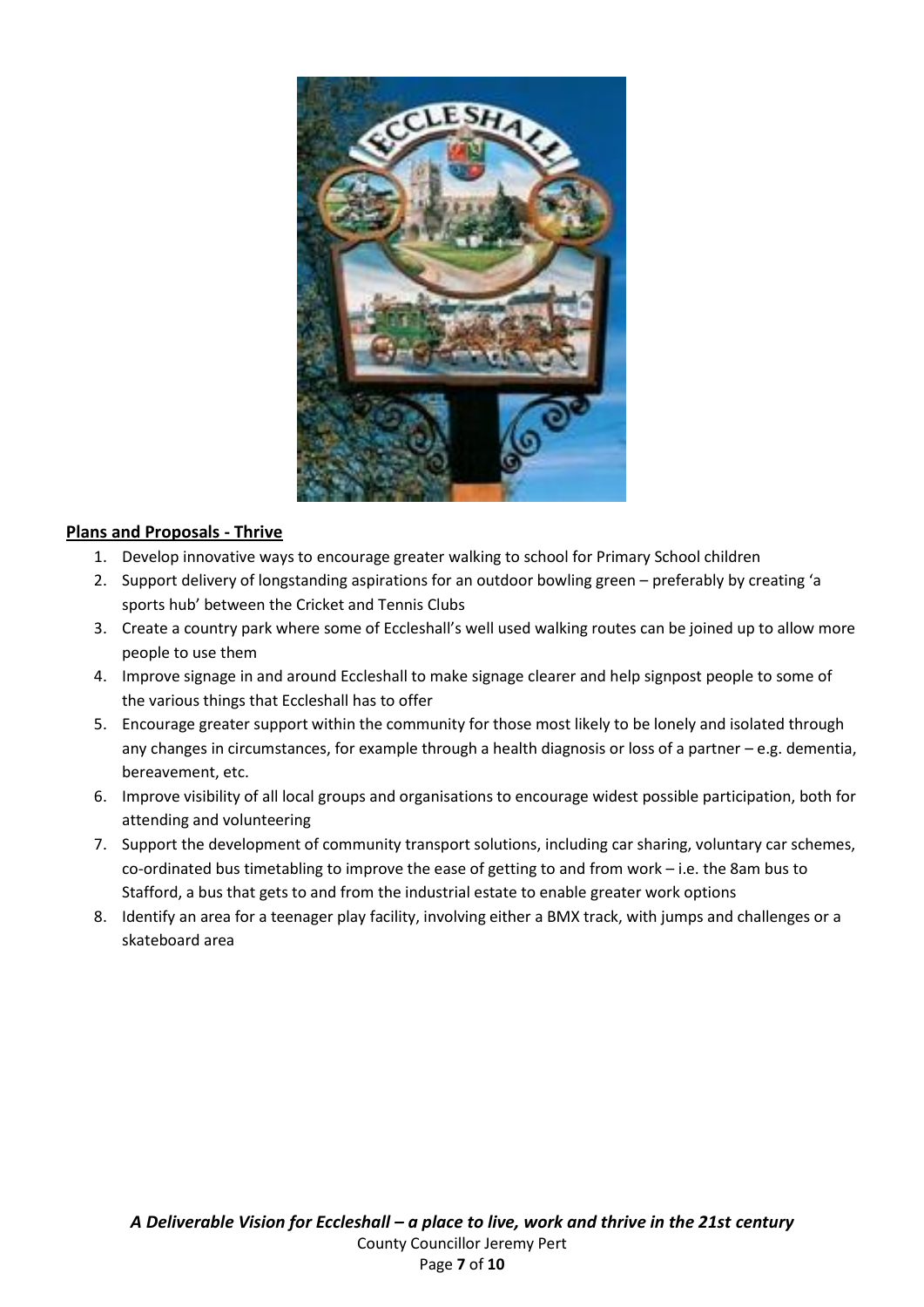## Plans and Proposals - Thrive

1. Develop innovative ways to encourage greater walking to school for Primary School children
2. Support delivery of longstanding aspirations for an outdoor bowling green – preferably by creating 'a sports hub' between the Cricket and Tennis Clubs
3. Create a country park where some of Eccleshall's well used walking routes can be joined up to allow more people to use them
4. Improve signage in and around Eccleshall to make signage clearer and help signpost people to some of the various things that Eccleshall has to offer
5. Encourage greater support within the community for those most likely to be lonely and isolated through any changes in circumstances, for example through a health diagnosis or loss of a partner – e.g. dementia, bereavement, etc.
6. Improve visibility of all local groups and organisations to encourage widest possible participation, both for attending and volunteering
7. Support the development of community transport solutions, including car sharing, voluntary car schemes, co-ordinated bus timetabling to improve the ease of getting to and from work – i.e. the 8am bus to Stafford, a bus that gets to and from the industrial estate to enable greater work options
8. Identify an area for a teenager play facility, involving either a BMX track, with jumps and challenges or a skateboard area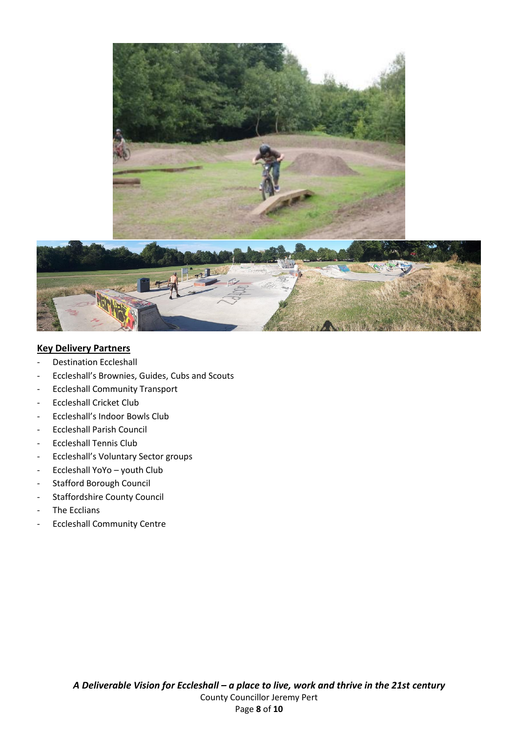## Key Delivery Partners

- Destination Eccleshall
- Eccleshall's Brownies, Guides, Cubs and Scouts
- Eccleshall Community Transport
- Eccleshall Cricket Club
- Eccleshall's Indoor Bowls Club
- Eccleshall Parish Council
- Eccleshall Tennis Club
- Eccleshall's Voluntary Sector groups
- Eccleshall YoYo – youth Club
- Stafford Borough Council
- Staffordshire County Council
- The Ecclians
- Eccleshall Community Centre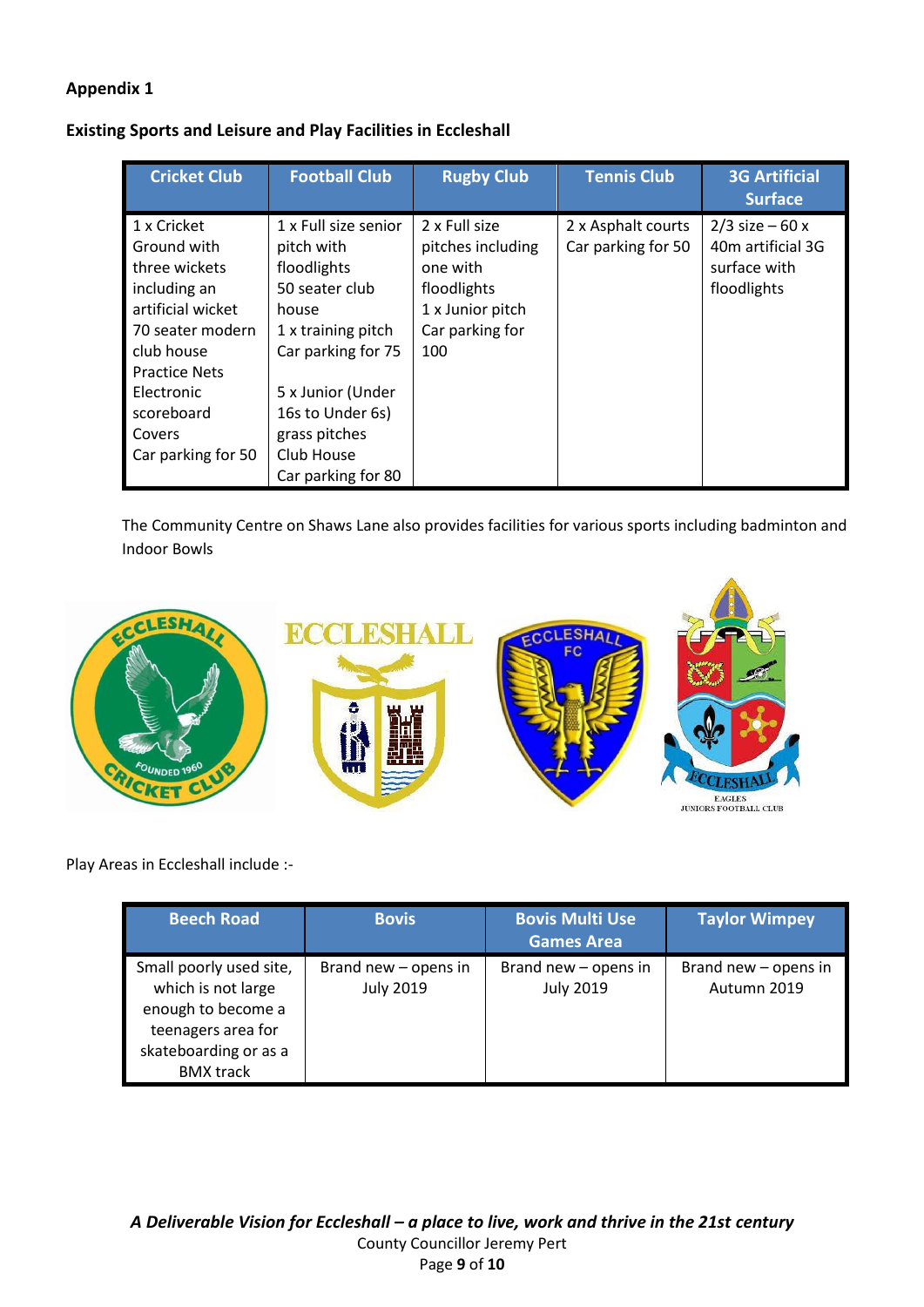**Appendix 1**

**Existing Sports and Leisure and Play Facilities in Eccleshall**

| Cricket Club | Football Club | Rugby Club | Tennis Club | 3G Artificial Surface |
|---|---|---|---|---|
| 1 x Cricket Ground with three wickets including an artificial wicket<br>70 seater modern club house<br>Practice Nets<br>Electronic scoreboard<br>Covers<br>Car parking for 50 | 1 x Full size senior pitch with floodlights<br>50 seater club house<br>1 x training pitch<br>Car parking for 75<br><br>5 x Junior (Under 16s to Under 6s) grass pitches<br>Club House<br>Car parking for 80 | 2 x Full size pitches including one with floodlights<br>1 x Junior pitch<br>Car parking for 100 | 2 x Asphalt courts<br>Car parking for 50 | 2/3 size – 60 x 40m artificial 3G surface with floodlights |

The Community Centre on Shaws Lane also provides facilities for various sports including badminton and Indoor Bowls

Play Areas in Eccleshall include :-

| Beech Road | Bovis | Bovis Multi Use Games Area | Taylor Wimpey |
|---|---|---|---|
| Small poorly used site, which is not large enough to become a teenagers area for skateboarding or as a BMX track | Brand new – opens in July 2019 | Brand new – opens in July 2019 | Brand new – opens in Autumn 2019 |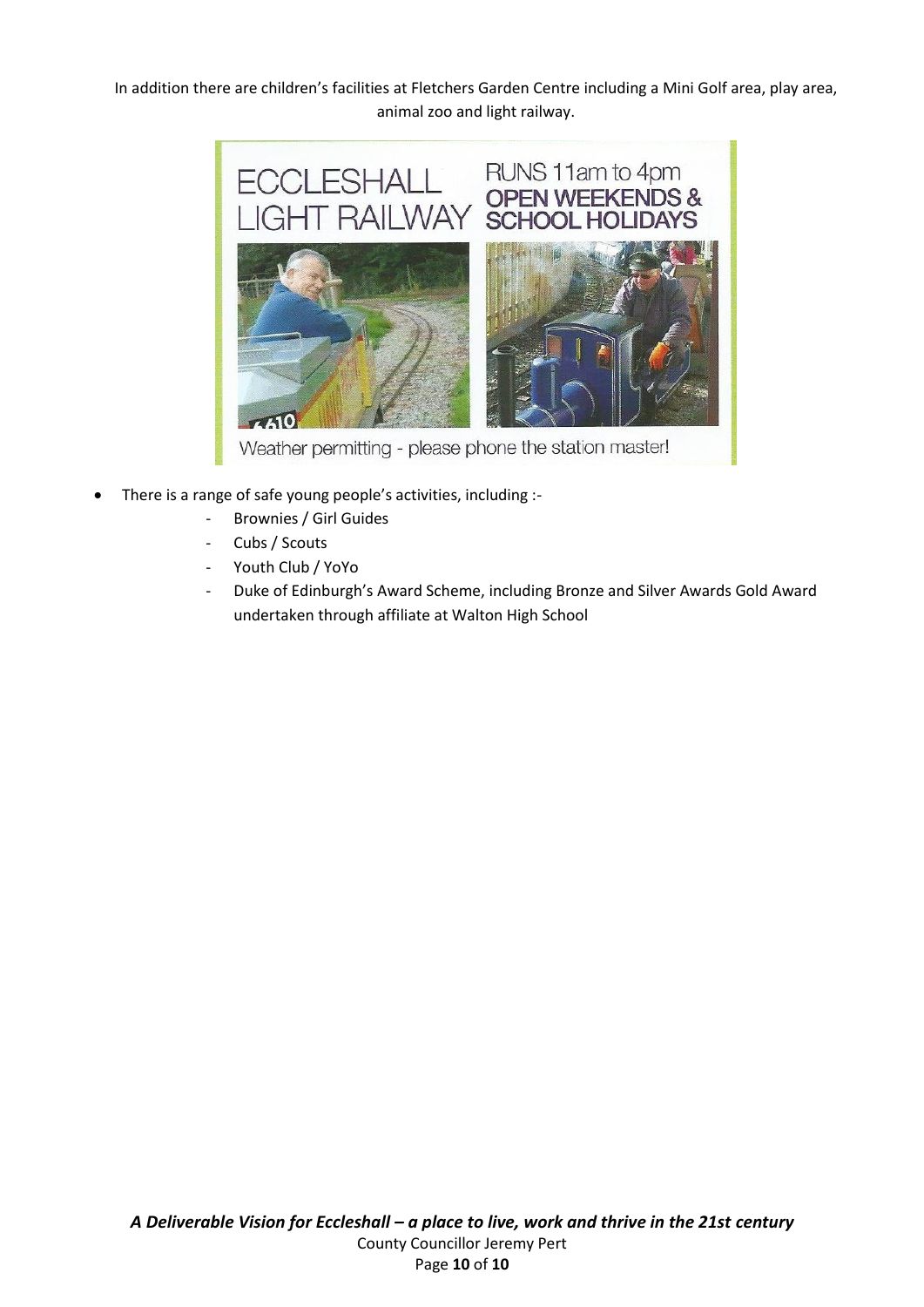In addition there are children's facilities at Fletchers Garden Centre including a Mini Golf area, play area, animal zoo and light railway.

ECCLESHALL LIGHT RAILWAY

RUNS 11am to 4pm
OPEN WEEKENDS & SCHOOL HOLIDAYS

Weather permitting - please phone the station master!

- There is a range of safe young people's activities, including :-
  - Brownies / Girl Guides
  - Cubs / Scouts
  - Youth Club / YoYo
  - Duke of Edinburgh's Award Scheme, including Bronze and Silver Awards Gold Award undertaken through affiliate at Walton High School